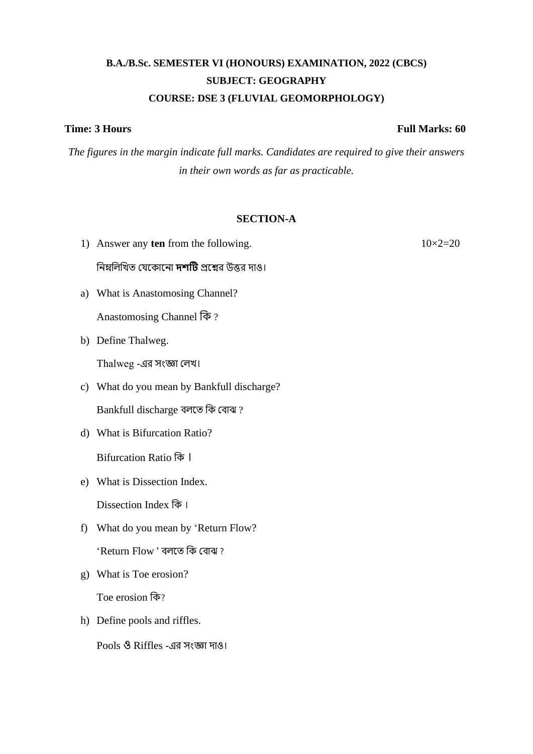**B.A./B.Sc. SEMESTER VI (HONOURS) EXAMINATION, 2022 (CBCS)**

**SUBJECT: GEOGRAPHY**

**COURSE: DSE 3 (FLUVIAL GEOMORPHOLOGY)**

**Time: 3 Hours** **Full Marks: 60**

*The figures in the margin indicate full marks. Candidates are required to give their answers in their own words as far as practicable.*

## SECTION-A

1) Answer any **ten** from the following. 10×2=20

নিম্নলিখিত যেকোনো **দশটি** প্রশ্নের উত্তর দাও।

a) What is Anastomosing Channel?

Anastomosing Channel কি ?

b) Define Thalweg.

Thalweg -এর সংজ্ঞা লেখ।

c) What do you mean by Bankfull discharge?

Bankfull discharge বলতে কি বোঝ ?

d) What is Bifurcation Ratio?

Bifurcation Ratio কি ।

e) What is Dissection Index.

Dissection Index কি ।

f) What do you mean by 'Return Flow?

'Return Flow ' বলতে কি বোঝ ?

g) What is Toe erosion?

Toe erosion কি?

h) Define pools and riffles.

Pools ও Riffles -এর সংজ্ঞা দাও।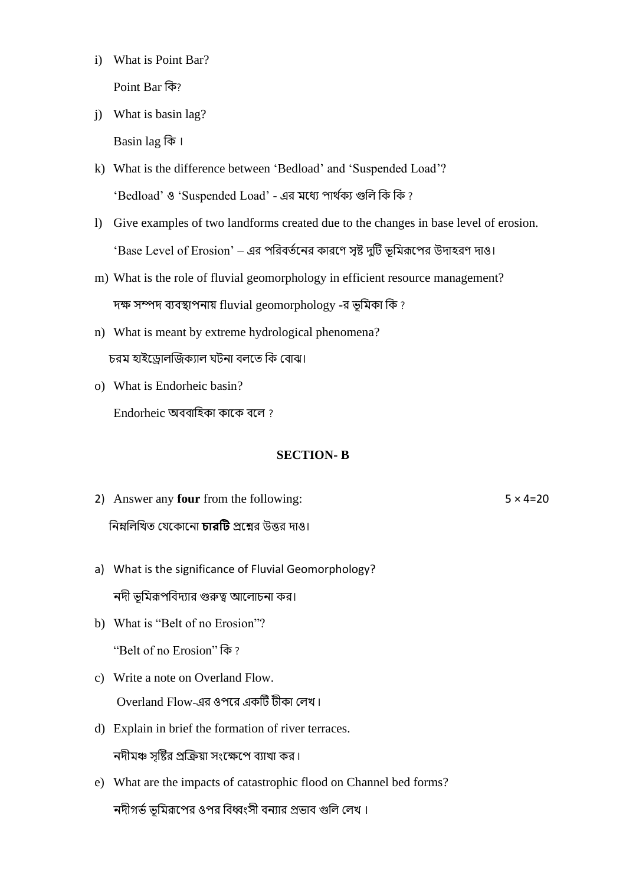i) What is Point Bar?

   Point Bar কি?

j) What is basin lag?

   Basin lag কি।

k) What is the difference between 'Bedload' and 'Suspended Load'?

   'Bedload' ও 'Suspended Load' - এর মধ্যে পার্থক্য গুলি কি কি ?

l) Give examples of two landforms created due to the changes in base level of erosion.

   'Base Level of Erosion' – এর পরিবর্তনের কারণে সৃষ্ট দুটি ভূমিরূপের উদাহরণ দাও।

m) What is the role of fluvial geomorphology in efficient resource management?

   দক্ষ সম্পদ ব্যবস্থাপনায় fluvial geomorphology -র ভূমিকা কি ?

n) What is meant by extreme hydrological phenomena?

   চরম হাইড্রোলজিক্যাল ঘটনা বলতে কি বোঝ।

o) What is Endorheic basin?

   Endorheic অববাহিকা কাকে বলে ?

## SECTION- B

2) Answer any **four** from the following: 5 × 4=20

   নিম্নলিখিত যেকোনো **চারটি** প্রশ্নের উত্তর দাও।

a) What is the significance of Fluvial Geomorphology?

   নদী ভূমিরূপবিদ্যার গুরুত্ব আলোচনা কর।

b) What is "Belt of no Erosion"?

   "Belt of no Erosion" কি ?

c) Write a note on Overland Flow.

   Overland Flow-এর ওপরে একটি টীকা লেখ।

d) Explain in brief the formation of river terraces.

   নদীমঞ্চ সৃষ্টির প্রক্রিয়া সংক্ষেপে ব্যাখা কর।

e) What are the impacts of catastrophic flood on Channel bed forms?

   নদীগর্ভ ভূমিরূপের ওপর বিধ্বংসী বন্যার প্রভাব গুলি লেখ।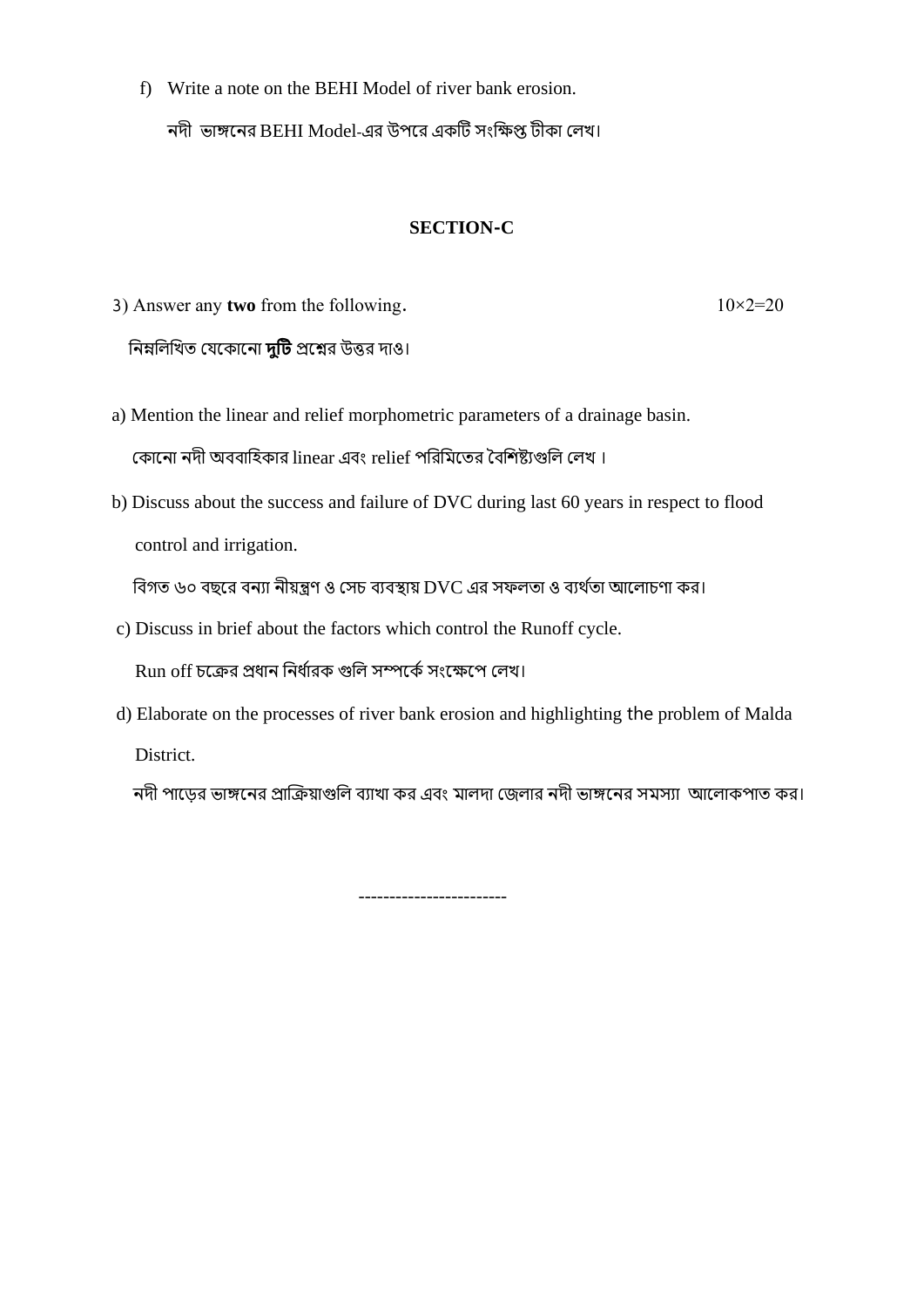f) Write a note on the BEHI Model of river bank erosion.

নদী ভাঙ্গনের BEHI Model-এর উপরে একটি সংক্ষিপ্ত টীকা লেখ।

## SECTION-C

3) Answer any **two** from the following. 10×2=20

নিম্নলিখিত যেকোনো **দুটি** প্রশ্নের উত্তর দাও।

a) Mention the linear and relief morphometric parameters of a drainage basin.

কোনো নদী অববাহিকার linear এবং relief পরিমিতের বৈশিষ্ট্যগুলি লেখ ।

b) Discuss about the success and failure of DVC during last 60 years in respect to flood control and irrigation.

বিগত ৬০ বছরে বন্যা নীয়ন্ত্রণ ও সেচ ব্যবস্থায় DVC এর সফলতা ও ব্যর্থতা আলোচণা কর।

c) Discuss in brief about the factors which control the Runoff cycle.

Run off চক্রের প্রধান নির্ধারক গুলি সম্পর্কে সংক্ষেপে লেখ।

d) Elaborate on the processes of river bank erosion and highlighting the problem of Malda District.

নদী পাড়ের ভাঙ্গনের প্রাক্রিয়াগুলি ব্যাখা কর এবং মালদা জেলার নদী ভাঙ্গনের সমস্যা আলোকপাত কর।

-----------------------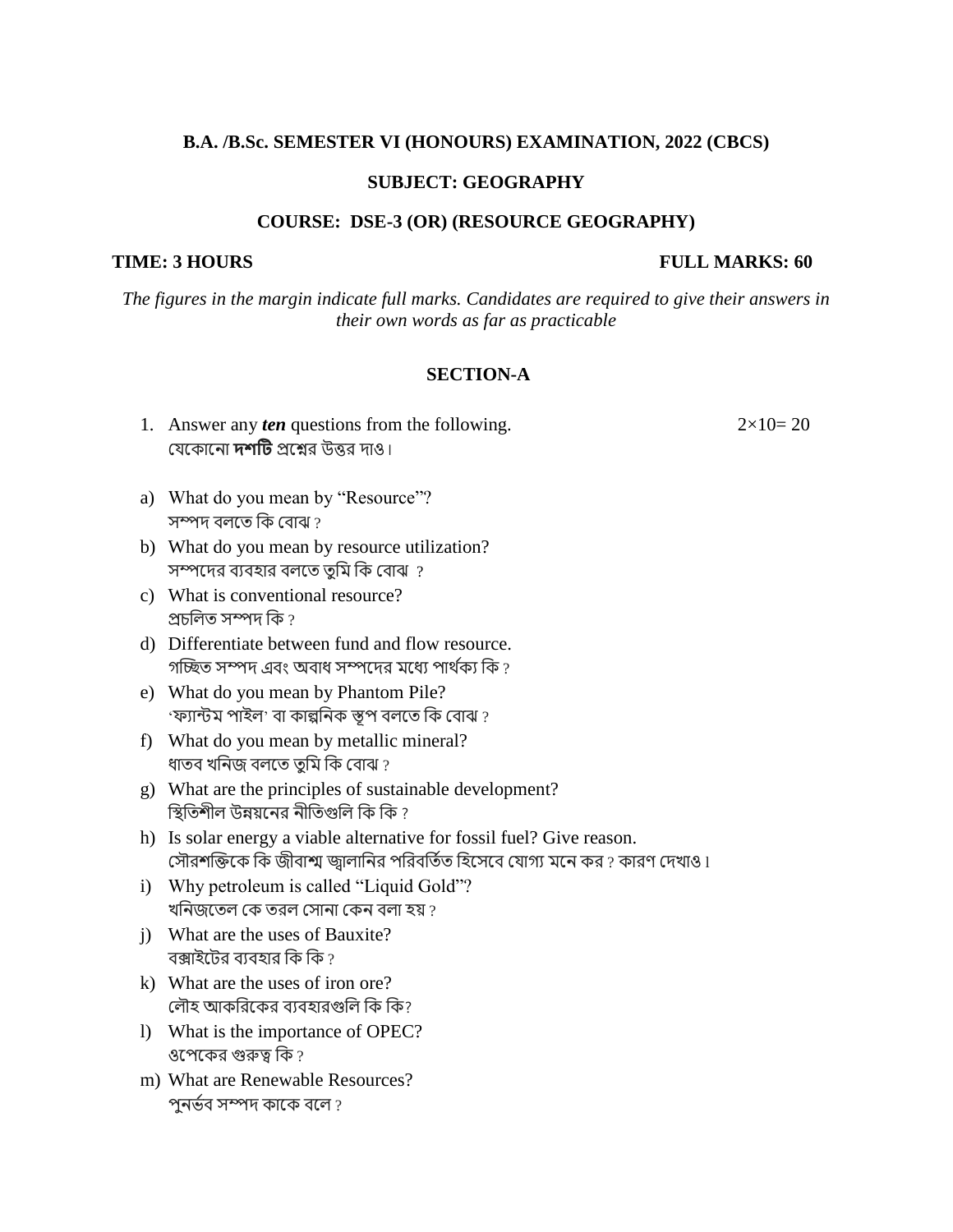**B.A. /B.Sc. SEMESTER VI (HONOURS) EXAMINATION, 2022 (CBCS)**

**SUBJECT: GEOGRAPHY**

**COURSE: DSE-3 (OR) (RESOURCE GEOGRAPHY)**

**TIME: 3 HOURS** **FULL MARKS: 60**

*The figures in the margin indicate full marks. Candidates are required to give their answers in their own words as far as practicable*

## SECTION-A

1. Answer any ***ten*** questions from the following. 2×10= 20
   যেকোনো **দশটি** প্রশ্নের উত্তর দাও।

a) What do you mean by “Resource”?
সম্পদ বলতে কি বোঝ ?

b) What do you mean by resource utilization?
সম্পদের ব্যবহার বলতে তুমি কি বোঝ ?

c) What is conventional resource?
প্রচলিত সম্পদ কি ?

d) Differentiate between fund and flow resource.
গচ্ছিত সম্পদ এবং অবাধ সম্পদের মধ্যে পার্থক্য কি ?

e) What do you mean by Phantom Pile?
‘ফ্যান্টম পাইল’ বা কাল্পনিক স্তূপ বলতে কি বোঝ ?

f) What do you mean by metallic mineral?
ধাতব খনিজ বলতে তুমি কি বোঝ ?

g) What are the principles of sustainable development?
স্থিতিশীল উন্নয়নের নীতিগুলি কি কি ?

h) Is solar energy a viable alternative for fossil fuel? Give reason.
সৌরশক্তিকে কি জীবাশ্ম জ্বালানির পরিবর্তিত হিসেবে যোগ্য মনে কর ? কারণ দেখাও।

i) Why petroleum is called “Liquid Gold”?
খনিজতেল কে তরল সোনা কেন বলা হয় ?

j) What are the uses of Bauxite?
বক্সাইটের ব্যবহার কি কি ?

k) What are the uses of iron ore?
লৌহ আকরিকের ব্যবহারগুলি কি কি?

l) What is the importance of OPEC?
ওপেকের গুরুত্ব কি ?

m) What are Renewable Resources?
পুনর্ভব সম্পদ কাকে বলে ?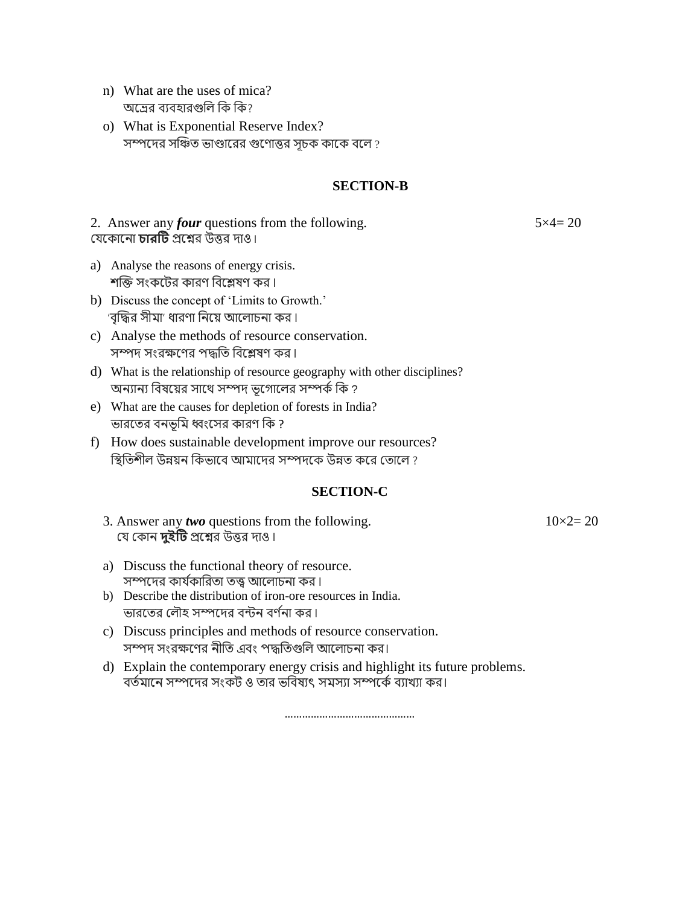n) What are the uses of mica?
অভ্রের ব্যবহারগুলি কি কি?

o) What is Exponential Reserve Index?
সম্পদের সঞ্চিত ভাণ্ডারের গুণোত্তর সূচক কাকে বলে ?

## SECTION-B

2. Answer any ***four*** questions from the following. 5×4= 20
যেকোনো **চারটি** প্রশ্নের উত্তর দাও।

a) Analyse the reasons of energy crisis.
শক্তি সংকটের কারণ বিশ্লেষণ কর।

b) Discuss the concept of 'Limits to Growth.'
'বৃদ্ধির সীমা' ধারণা নিয়ে আলোচনা কর।

c) Analyse the methods of resource conservation.
সম্পদ সংরক্ষণের পদ্ধতি বিশ্লেষণ কর।

d) What is the relationship of resource geography with other disciplines?
অন্যান্য বিষয়ের সাথে সম্পদ ভূগোলের সম্পর্ক কি ?

e) What are the causes for depletion of forests in India?
ভারতের বনভূমি ধ্বংসের কারণ কি ?

f) How does sustainable development improve our resources?
স্থিতিশীল উন্নয়ন কিভাবে আমাদের সম্পদকে উন্নত করে তোলে ?

## SECTION-C

3. Answer any ***two*** questions from the following. 10×2= 20
যে কোন **দুইটি** প্রশ্নের উত্তর দাও।

a) Discuss the functional theory of resource.
সম্পদের কার্যকারিতা তত্ত্ব আলোচনা কর।

b) Describe the distribution of iron-ore resources in India.
ভারতের লৌহ সম্পদের বন্টন বর্ণনা কর।

c) Discuss principles and methods of resource conservation.
সম্পদ সংরক্ষণের নীতি এবং পদ্ধতিগুলি আলোচনা কর।

d) Explain the contemporary energy crisis and highlight its future problems.
বর্তমানে সম্পদের সংকট ও তার ভবিষ্যৎ সমস্যা সম্পর্কে ব্যাখ্যা কর।

............................................